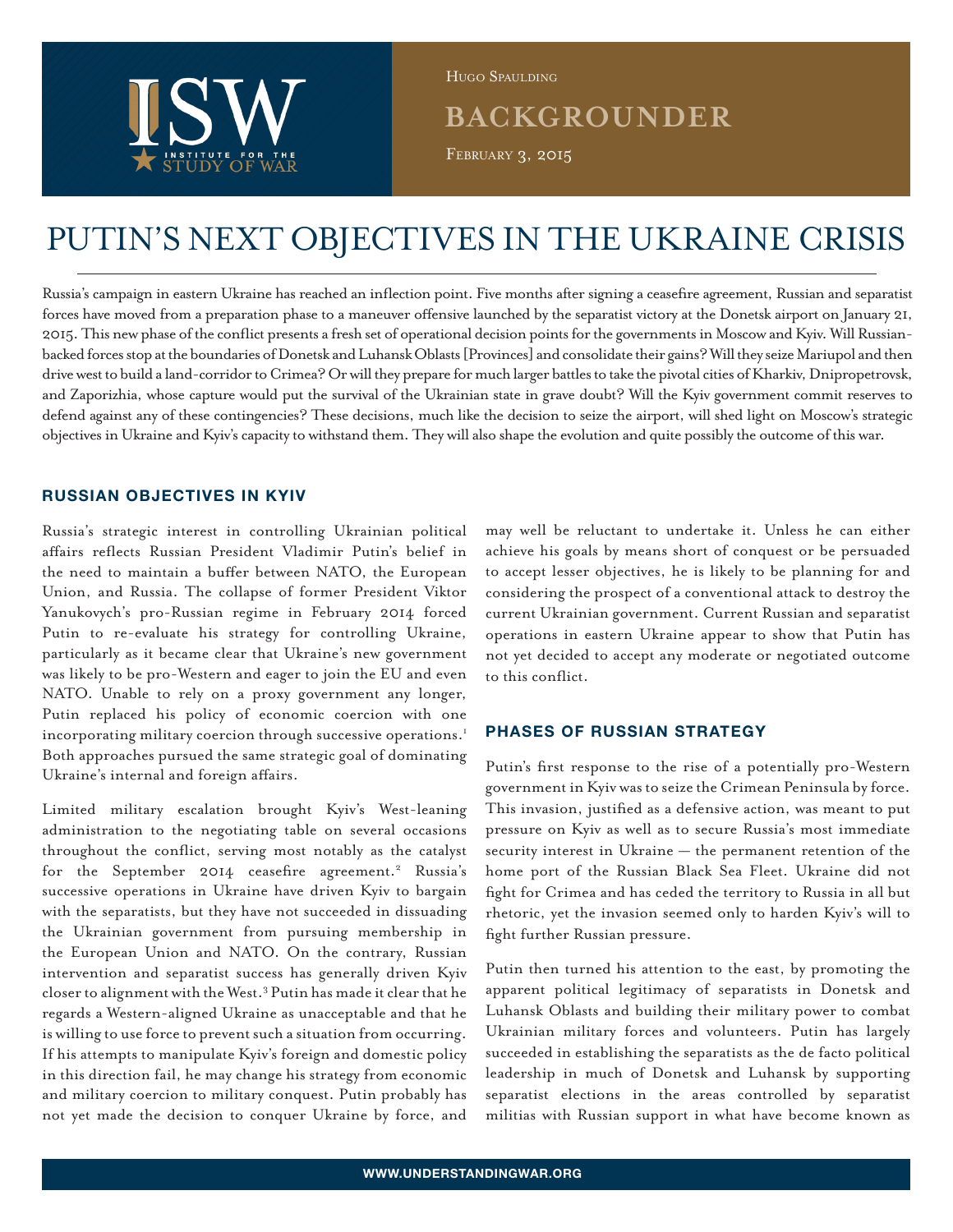Hugo Spaulding

BACKGROUNDER

February 3, 2015

# PUTIN'S NEXT OBJECTIVES IN THE UKRAINE CRISIS

Russia's campaign in eastern Ukraine has reached an inflection point. Five months after signing a ceasefire agreement, Russian and separatist forces have moved from a preparation phase to a maneuver offensive launched by the separatist victory at the Donetsk airport on January 21, 2015. This new phase of the conflict presents a fresh set of operational decision points for the governments in Moscow and Kyiv. Will Russian-backed forces stop at the boundaries of Donetsk and Luhansk Oblasts [Provinces] and consolidate their gains? Will they seize Mariupol and then drive west to build a land-corridor to Crimea? Or will they prepare for much larger battles to take the pivotal cities of Kharkiv, Dnipropetrovsk, and Zaporizhia, whose capture would put the survival of the Ukrainian state in grave doubt? Will the Kyiv government commit reserves to defend against any of these contingencies? These decisions, much like the decision to seize the airport, will shed light on Moscow's strategic objectives in Ukraine and Kyiv's capacity to withstand them. They will also shape the evolution and quite possibly the outcome of this war.

## RUSSIAN OBJECTIVES IN KYIV

Russia's strategic interest in controlling Ukrainian political affairs reflects Russian President Vladimir Putin's belief in the need to maintain a buffer between NATO, the European Union, and Russia. The collapse of former President Viktor Yanukovych's pro-Russian regime in February 2014 forced Putin to re-evaluate his strategy for controlling Ukraine, particularly as it became clear that Ukraine's new government was likely to be pro-Western and eager to join the EU and even NATO. Unable to rely on a proxy government any longer, Putin replaced his policy of economic coercion with one incorporating military coercion through successive operations.[1] Both approaches pursued the same strategic goal of dominating Ukraine's internal and foreign affairs.

Limited military escalation brought Kyiv's West-leaning administration to the negotiating table on several occasions throughout the conflict, serving most notably as the catalyst for the September 2014 ceasefire agreement.[2] Russia's successive operations in Ukraine have driven Kyiv to bargain with the separatists, but they have not succeeded in dissuading the Ukrainian government from pursuing membership in the European Union and NATO. On the contrary, Russian intervention and separatist success has generally driven Kyiv closer to alignment with the West.[3] Putin has made it clear that he regards a Western-aligned Ukraine as unacceptable and that he is willing to use force to prevent such a situation from occurring. If his attempts to manipulate Kyiv's foreign and domestic policy in this direction fail, he may change his strategy from economic and military coercion to military conquest. Putin probably has not yet made the decision to conquer Ukraine by force, and may well be reluctant to undertake it. Unless he can either achieve his goals by means short of conquest or be persuaded to accept lesser objectives, he is likely to be planning for and considering the prospect of a conventional attack to destroy the current Ukrainian government. Current Russian and separatist operations in eastern Ukraine appear to show that Putin has not yet decided to accept any moderate or negotiated outcome to this conflict.

## PHASES OF RUSSIAN STRATEGY

Putin's first response to the rise of a potentially pro-Western government in Kyiv was to seize the Crimean Peninsula by force. This invasion, justified as a defensive action, was meant to put pressure on Kyiv as well as to secure Russia's most immediate security interest in Ukraine — the permanent retention of the home port of the Russian Black Sea Fleet. Ukraine did not fight for Crimea and has ceded the territory to Russia in all but rhetoric, yet the invasion seemed only to harden Kyiv's will to fight further Russian pressure.

Putin then turned his attention to the east, by promoting the apparent political legitimacy of separatists in Donetsk and Luhansk Oblasts and building their military power to combat Ukrainian military forces and volunteers. Putin has largely succeeded in establishing the separatists as the de facto political leadership in much of Donetsk and Luhansk by supporting separatist elections in the areas controlled by separatist militias with Russian support in what have become known as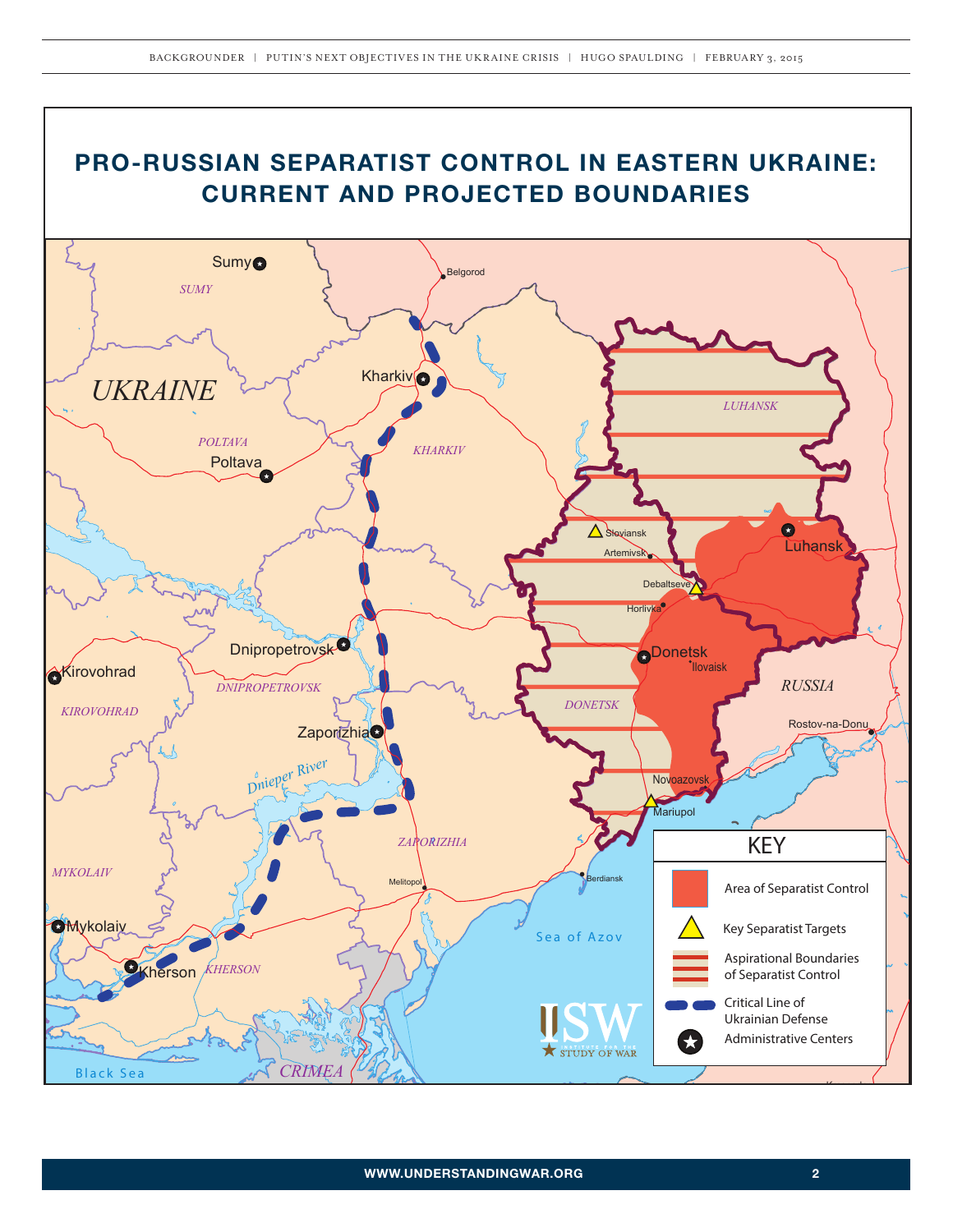## PRO-RUSSIAN SEPARATIST CONTROL IN EASTERN UKRAINE: CURRENT AND PROJECTED BOUNDARIES

UKRAINE

Sumy
SUMY
Belgorod
Kharkiv
KHARKIV
POLTAVA
Poltava
LUHANSK
Sloviansk
Artemivsk
Luhansk
Debaltseve
Horlivka
Donetsk
Ilovaisk
RUSSIA
Dnipropetrovsk
DNIPROPETROVSK
Kirovohrad
KIROVOHRAD
DONETSK
Rostov-na-Donu
Zaporizhia
Dnieper River
Novoazovsk
Mariupol
ZAPORIZHIA
MYKOLAIV
Melitopol
Berdiansk
Mykolaiv
Kherson
KHERSON
Sea of Azov
Black Sea
CRIMEA

KEY

- Area of Separatist Control
- Key Separatist Targets
- Aspirational Boundaries of Separatist Control
- Critical Line of Ukrainian Defense
- Administrative Centers

ISW INSTITUTE FOR THE STUDY OF WAR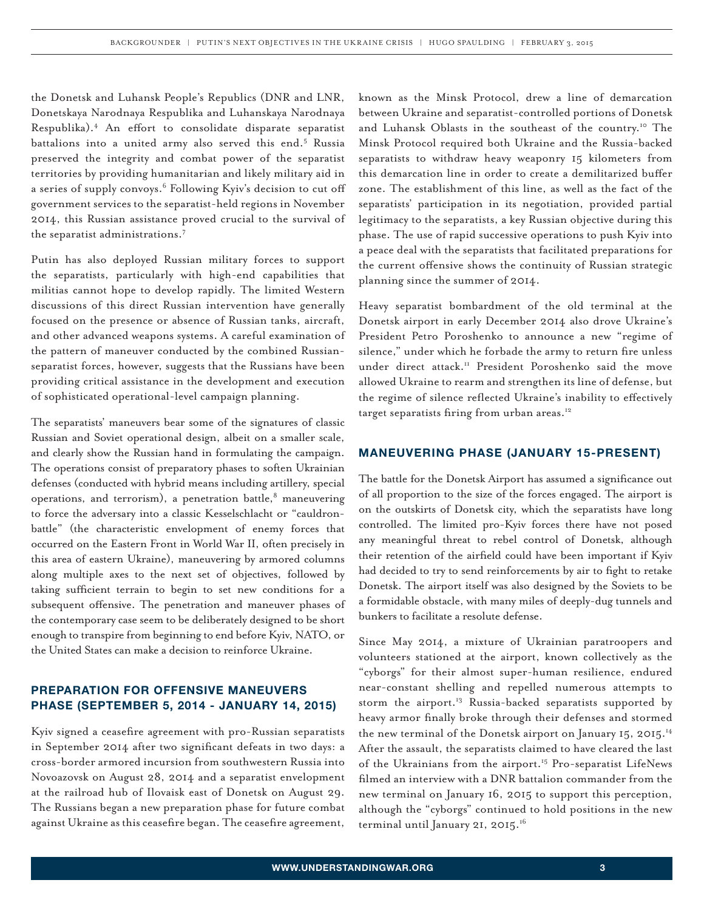the Donetsk and Luhansk People's Republics (DNR and LNR, Donetskaya Narodnaya Respublika and Luhanskaya Narodnaya Respublika).[4] An effort to consolidate disparate separatist battalions into a united army also served this end.[5] Russia preserved the integrity and combat power of the separatist territories by providing humanitarian and likely military aid in a series of supply convoys.[6] Following Kyiv's decision to cut off government services to the separatist-held regions in November 2014, this Russian assistance proved crucial to the survival of the separatist administrations.[7]

Putin has also deployed Russian military forces to support the separatists, particularly with high-end capabilities that militias cannot hope to develop rapidly. The limited Western discussions of this direct Russian intervention have generally focused on the presence or absence of Russian tanks, aircraft, and other advanced weapons systems. A careful examination of the pattern of maneuver conducted by the combined Russian-separatist forces, however, suggests that the Russians have been providing critical assistance in the development and execution of sophisticated operational-level campaign planning.

The separatists' maneuvers bear some of the signatures of classic Russian and Soviet operational design, albeit on a smaller scale, and clearly show the Russian hand in formulating the campaign. The operations consist of preparatory phases to soften Ukrainian defenses (conducted with hybrid means including artillery, special operations, and terrorism), a penetration battle,[8] maneuvering to force the adversary into a classic Kesselschlacht or "cauldron-battle" (the characteristic envelopment of enemy forces that occurred on the Eastern Front in World War II, often precisely in this area of eastern Ukraine), maneuvering by armored columns along multiple axes to the next set of objectives, followed by taking sufficient terrain to begin to set new conditions for a subsequent offensive. The penetration and maneuver phases of the contemporary case seem to be deliberately designed to be short enough to transpire from beginning to end before Kyiv, NATO, or the United States can make a decision to reinforce Ukraine.

## PREPARATION FOR OFFENSIVE MANEUVERS PHASE (SEPTEMBER 5, 2014 - JANUARY 14, 2015)

Kyiv signed a ceasefire agreement with pro-Russian separatists in September 2014 after two significant defeats in two days: a cross-border armored incursion from southwestern Russia into Novoazovsk on August 28, 2014 and a separatist envelopment at the railroad hub of Ilovaisk east of Donetsk on August 29. The Russians began a new preparation phase for future combat against Ukraine as this ceasefire began. The ceasefire agreement, known as the Minsk Protocol, drew a line of demarcation between Ukraine and separatist-controlled portions of Donetsk and Luhansk Oblasts in the southeast of the country.[10] The Minsk Protocol required both Ukraine and the Russia-backed separatists to withdraw heavy weaponry 15 kilometers from this demarcation line in order to create a demilitarized buffer zone. The establishment of this line, as well as the fact of the separatists' participation in its negotiation, provided partial legitimacy to the separatists, a key Russian objective during this phase. The use of rapid successive operations to push Kyiv into a peace deal with the separatists that facilitated preparations for the current offensive shows the continuity of Russian strategic planning since the summer of 2014.

Heavy separatist bombardment of the old terminal at the Donetsk airport in early December 2014 also drove Ukraine's President Petro Poroshenko to announce a new "regime of silence," under which he forbade the army to return fire unless under direct attack.[11] President Poroshenko said the move allowed Ukraine to rearm and strengthen its line of defense, but the regime of silence reflected Ukraine's inability to effectively target separatists firing from urban areas.[12]

## MANEUVERING PHASE (JANUARY 15-PRESENT)

The battle for the Donetsk Airport has assumed a significance out of all proportion to the size of the forces engaged. The airport is on the outskirts of Donetsk city, which the separatists have long controlled. The limited pro-Kyiv forces there have not posed any meaningful threat to rebel control of Donetsk, although their retention of the airfield could have been important if Kyiv had decided to try to send reinforcements by air to fight to retake Donetsk. The airport itself was also designed by the Soviets to be a formidable obstacle, with many miles of deeply-dug tunnels and bunkers to facilitate a resolute defense.

Since May 2014, a mixture of Ukrainian paratroopers and volunteers stationed at the airport, known collectively as the "cyborgs" for their almost super-human resilience, endured near-constant shelling and repelled numerous attempts to storm the airport.[13] Russia-backed separatists supported by heavy armor finally broke through their defenses and stormed the new terminal of the Donetsk airport on January 15, 2015.[14] After the assault, the separatists claimed to have cleared the last of the Ukrainians from the airport.[15] Pro-separatist LifeNews filmed an interview with a DNR battalion commander from the new terminal on January 16, 2015 to support this perception, although the "cyborgs" continued to hold positions in the new terminal until January 21, 2015.[16]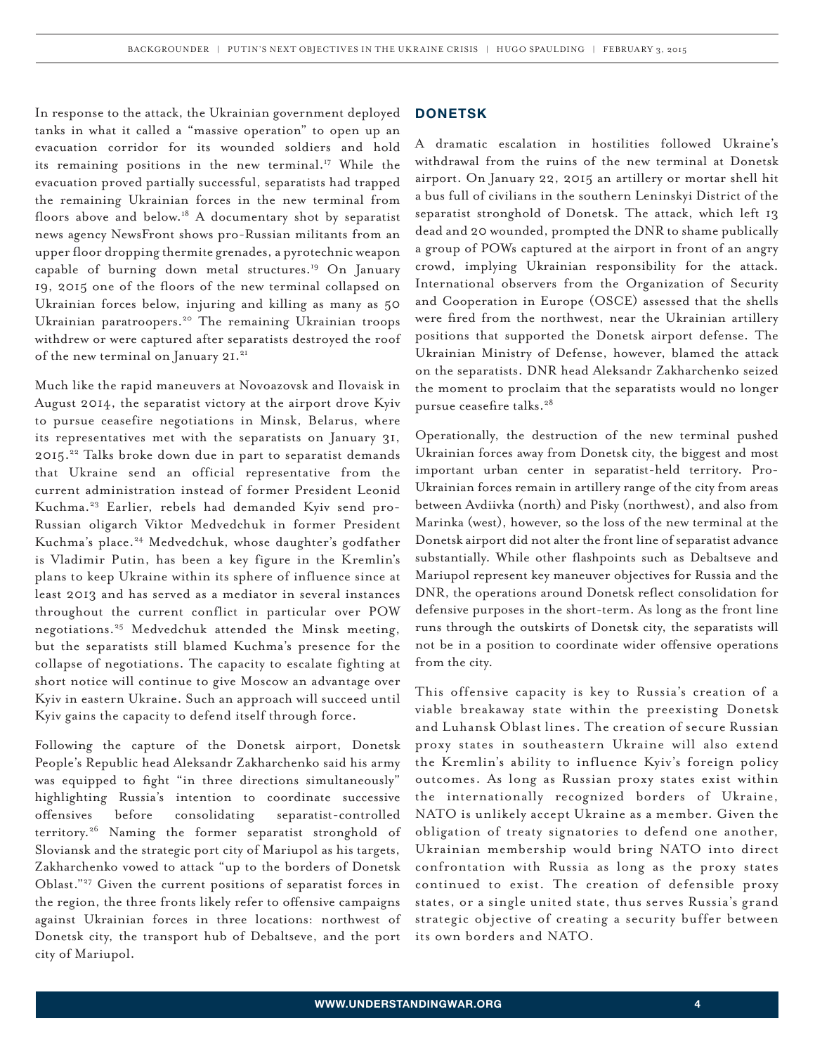In response to the attack, the Ukrainian government deployed tanks in what it called a "massive operation" to open up an evacuation corridor for its wounded soldiers and hold its remaining positions in the new terminal.[17] While the evacuation proved partially successful, separatists had trapped the remaining Ukrainian forces in the new terminal from floors above and below.[18] A documentary shot by separatist news agency NewsFront shows pro-Russian militants from an upper floor dropping thermite grenades, a pyrotechnic weapon capable of burning down metal structures.[19] On January 19, 2015 one of the floors of the new terminal collapsed on Ukrainian forces below, injuring and killing as many as 50 Ukrainian paratroopers.[20] The remaining Ukrainian troops withdrew or were captured after separatists destroyed the roof of the new terminal on January 21.[21]

Much like the rapid maneuvers at Novoazovsk and Ilovaisk in August 2014, the separatist victory at the airport drove Kyiv to pursue ceasefire negotiations in Minsk, Belarus, where its representatives met with the separatists on January 31, 2015.[22] Talks broke down due in part to separatist demands that Ukraine send an official representative from the current administration instead of former President Leonid Kuchma.[23] Earlier, rebels had demanded Kyiv send pro-Russian oligarch Viktor Medvedchuk in former President Kuchma's place.[24] Medvedchuk, whose daughter's godfather is Vladimir Putin, has been a key figure in the Kremlin's plans to keep Ukraine within its sphere of influence since at least 2013 and has served as a mediator in several instances throughout the current conflict in particular over POW negotiations.[25] Medvedchuk attended the Minsk meeting, but the separatists still blamed Kuchma's presence for the collapse of negotiations. The capacity to escalate fighting at short notice will continue to give Moscow an advantage over Kyiv in eastern Ukraine. Such an approach will succeed until Kyiv gains the capacity to defend itself through force.

Following the capture of the Donetsk airport, Donetsk People's Republic head Aleksandr Zakharchenko said his army was equipped to fight "in three directions simultaneously" highlighting Russia's intention to coordinate successive offensives before consolidating separatist-controlled territory.[26] Naming the former separatist stronghold of Sloviansk and the strategic port city of Mariupol as his targets, Zakharchenko vowed to attack "up to the borders of Donetsk Oblast."[27] Given the current positions of separatist forces in the region, the three fronts likely refer to offensive campaigns against Ukrainian forces in three locations: northwest of Donetsk city, the transport hub of Debaltseve, and the port city of Mariupol.

## DONETSK

A dramatic escalation in hostilities followed Ukraine's withdrawal from the ruins of the new terminal at Donetsk airport. On January 22, 2015 an artillery or mortar shell hit a bus full of civilians in the southern Leninskyi District of the separatist stronghold of Donetsk. The attack, which left 13 dead and 20 wounded, prompted the DNR to shame publically a group of POWs captured at the airport in front of an angry crowd, implying Ukrainian responsibility for the attack. International observers from the Organization of Security and Cooperation in Europe (OSCE) assessed that the shells were fired from the northwest, near the Ukrainian artillery positions that supported the Donetsk airport defense. The Ukrainian Ministry of Defense, however, blamed the attack on the separatists. DNR head Aleksandr Zakharchenko seized the moment to proclaim that the separatists would no longer pursue ceasefire talks.[28]

Operationally, the destruction of the new terminal pushed Ukrainian forces away from Donetsk city, the biggest and most important urban center in separatist-held territory. Pro-Ukrainian forces remain in artillery range of the city from areas between Avdiivka (north) and Pisky (northwest), and also from Marinka (west), however, so the loss of the new terminal at the Donetsk airport did not alter the front line of separatist advance substantially. While other flashpoints such as Debaltseve and Mariupol represent key maneuver objectives for Russia and the DNR, the operations around Donetsk reflect consolidation for defensive purposes in the short-term. As long as the front line runs through the outskirts of Donetsk city, the separatists will not be in a position to coordinate wider offensive operations from the city.

This offensive capacity is key to Russia's creation of a viable breakaway state within the preexisting Donetsk and Luhansk Oblast lines. The creation of secure Russian proxy states in southeastern Ukraine will also extend the Kremlin's ability to influence Kyiv's foreign policy outcomes. As long as Russian proxy states exist within the internationally recognized borders of Ukraine, NATO is unlikely accept Ukraine as a member. Given the obligation of treaty signatories to defend one another, Ukrainian membership would bring NATO into direct confrontation with Russia as long as the proxy states continued to exist. The creation of defensible proxy states, or a single united state, thus serves Russia's grand strategic objective of creating a security buffer between its own borders and NATO.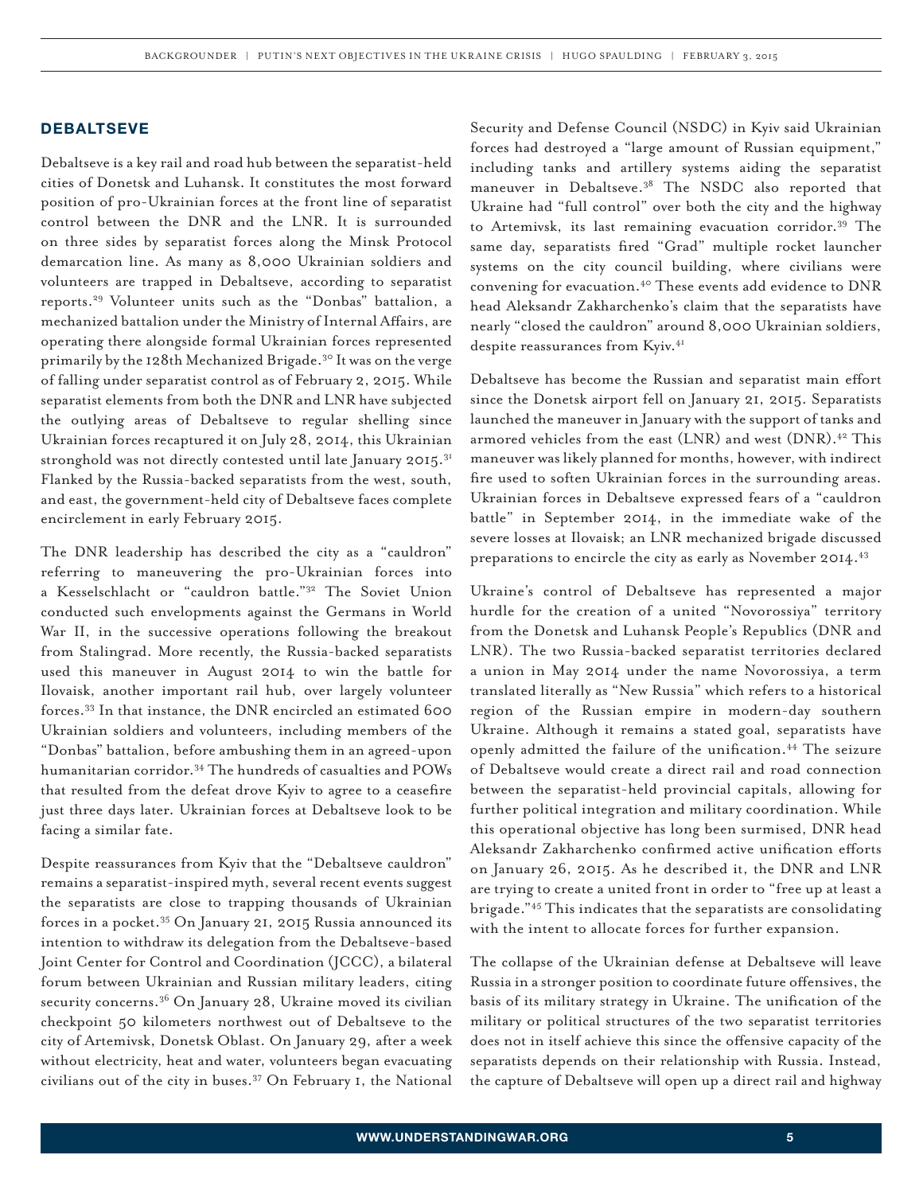## DEBALTSEVE

Debaltseve is a key rail and road hub between the separatist-held cities of Donetsk and Luhansk. It constitutes the most forward position of pro-Ukrainian forces at the front line of separatist control between the DNR and the LNR. It is surrounded on three sides by separatist forces along the Minsk Protocol demarcation line. As many as 8,000 Ukrainian soldiers and volunteers are trapped in Debaltseve, according to separatist reports.[29] Volunteer units such as the "Donbas" battalion, a mechanized battalion under the Ministry of Internal Affairs, are operating there alongside formal Ukrainian forces represented primarily by the 128th Mechanized Brigade.[30] It was on the verge of falling under separatist control as of February 2, 2015. While separatist elements from both the DNR and LNR have subjected the outlying areas of Debaltseve to regular shelling since Ukrainian forces recaptured it on July 28, 2014, this Ukrainian stronghold was not directly contested until late January 2015.[31] Flanked by the Russia-backed separatists from the west, south, and east, the government-held city of Debaltseve faces complete encirclement in early February 2015.

The DNR leadership has described the city as a "cauldron" referring to maneuvering the pro-Ukrainian forces into a Kesselschlacht or "cauldron battle."[32] The Soviet Union conducted such envelopments against the Germans in World War II, in the successive operations following the breakout from Stalingrad. More recently, the Russia-backed separatists used this maneuver in August 2014 to win the battle for Ilovaisk, another important rail hub, over largely volunteer forces.[33] In that instance, the DNR encircled an estimated 600 Ukrainian soldiers and volunteers, including members of the "Donbas" battalion, before ambushing them in an agreed-upon humanitarian corridor.[34] The hundreds of casualties and POWs that resulted from the defeat drove Kyiv to agree to a ceasefire just three days later. Ukrainian forces at Debaltseve look to be facing a similar fate.

Despite reassurances from Kyiv that the "Debaltseve cauldron" remains a separatist-inspired myth, several recent events suggest the separatists are close to trapping thousands of Ukrainian forces in a pocket.[35] On January 21, 2015 Russia announced its intention to withdraw its delegation from the Debaltseve-based Joint Center for Control and Coordination (JCCC), a bilateral forum between Ukrainian and Russian military leaders, citing security concerns.[36] On January 28, Ukraine moved its civilian checkpoint 50 kilometers northwest out of Debaltseve to the city of Artemivsk, Donetsk Oblast. On January 29, after a week without electricity, heat and water, volunteers began evacuating civilians out of the city in buses.[37] On February 1, the National Security and Defense Council (NSDC) in Kyiv said Ukrainian forces had destroyed a "large amount of Russian equipment," including tanks and artillery systems aiding the separatist maneuver in Debaltseve.[38] The NSDC also reported that Ukraine had "full control" over both the city and the highway to Artemivsk, its last remaining evacuation corridor.[39] The same day, separatists fired "Grad" multiple rocket launcher systems on the city council building, where civilians were convening for evacuation.[40] These events add evidence to DNR head Aleksandr Zakharchenko's claim that the separatists have nearly "closed the cauldron" around 8,000 Ukrainian soldiers, despite reassurances from Kyiv.[41]

Debaltseve has become the Russian and separatist main effort since the Donetsk airport fell on January 21, 2015. Separatists launched the maneuver in January with the support of tanks and armored vehicles from the east (LNR) and west (DNR).[42] This maneuver was likely planned for months, however, with indirect fire used to soften Ukrainian forces in the surrounding areas. Ukrainian forces in Debaltseve expressed fears of a "cauldron battle" in September 2014, in the immediate wake of the severe losses at Ilovaisk; an LNR mechanized brigade discussed preparations to encircle the city as early as November 2014.[43]

Ukraine's control of Debaltseve has represented a major hurdle for the creation of a united "Novorossiya" territory from the Donetsk and Luhansk People's Republics (DNR and LNR). The two Russia-backed separatist territories declared a union in May 2014 under the name Novorossiya, a term translated literally as "New Russia" which refers to a historical region of the Russian empire in modern-day southern Ukraine. Although it remains a stated goal, separatists have openly admitted the failure of the unification.[44] The seizure of Debaltseve would create a direct rail and road connection between the separatist-held provincial capitals, allowing for further political integration and military coordination. While this operational objective has long been surmised, DNR head Aleksandr Zakharchenko confirmed active unification efforts on January 26, 2015. As he described it, the DNR and LNR are trying to create a united front in order to "free up at least a brigade."[45] This indicates that the separatists are consolidating with the intent to allocate forces for further expansion.

The collapse of the Ukrainian defense at Debaltseve will leave Russia in a stronger position to coordinate future offensives, the basis of its military strategy in Ukraine. The unification of the military or political structures of the two separatist territories does not in itself achieve this since the offensive capacity of the separatists depends on their relationship with Russia. Instead, the capture of Debaltseve will open up a direct rail and highway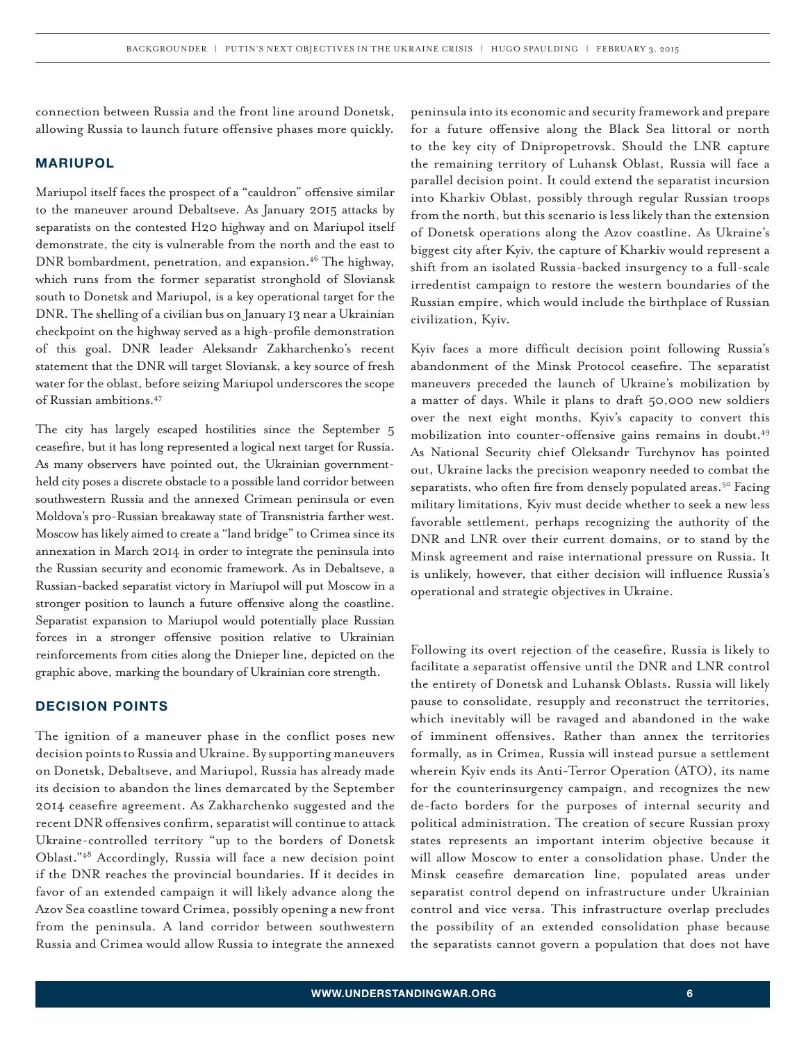connection between Russia and the front line around Donetsk, allowing Russia to launch future offensive phases more quickly.

## MARIUPOL

Mariupol itself faces the prospect of a "cauldron" offensive similar to the maneuver around Debaltseve. As January 2015 attacks by separatists on the contested H20 highway and on Mariupol itself demonstrate, the city is vulnerable from the north and the east to DNR bombardment, penetration, and expansion.[46] The highway, which runs from the former separatist stronghold of Sloviansk south to Donetsk and Mariupol, is a key operational target for the DNR. The shelling of a civilian bus on January 13 near a Ukrainian checkpoint on the highway served as a high-profile demonstration of this goal. DNR leader Aleksandr Zakharchenko's recent statement that the DNR will target Sloviansk, a key source of fresh water for the oblast, before seizing Mariupol underscores the scope of Russian ambitions.[47]

The city has largely escaped hostilities since the September 5 ceasefire, but it has long represented a logical next target for Russia. As many observers have pointed out, the Ukrainian government-held city poses a discrete obstacle to a possible land corridor between southwestern Russia and the annexed Crimean peninsula or even Moldova's pro-Russian breakaway state of Transnistria farther west. Moscow has likely aimed to create a "land bridge" to Crimea since its annexation in March 2014 in order to integrate the peninsula into the Russian security and economic framework. As in Debaltseve, a Russian-backed separatist victory in Mariupol will put Moscow in a stronger position to launch a future offensive along the coastline. Separatist expansion to Mariupol would potentially place Russian forces in a stronger offensive position relative to Ukrainian reinforcements from cities along the Dnieper line, depicted on the graphic above, marking the boundary of Ukrainian core strength.

## DECISION POINTS

The ignition of a maneuver phase in the conflict poses new decision points to Russia and Ukraine. By supporting maneuvers on Donetsk, Debaltseve, and Mariupol, Russia has already made its decision to abandon the lines demarcated by the September 2014 ceasefire agreement. As Zakharchenko suggested and the recent DNR offensives confirm, separatist will continue to attack Ukraine-controlled territory "up to the borders of Donetsk Oblast."[48] Accordingly, Russia will face a new decision point if the DNR reaches the provincial boundaries. If it decides in favor of an extended campaign it will likely advance along the Azov Sea coastline toward Crimea, possibly opening a new front from the peninsula. A land corridor between southwestern Russia and Crimea would allow Russia to integrate the annexed peninsula into its economic and security framework and prepare for a future offensive along the Black Sea littoral or north to the key city of Dnipropetrovsk. Should the LNR capture the remaining territory of Luhansk Oblast, Russia will face a parallel decision point. It could extend the separatist incursion into Kharkiv Oblast, possibly through regular Russian troops from the north, but this scenario is less likely than the extension of Donetsk operations along the Azov coastline. As Ukraine's biggest city after Kyiv, the capture of Kharkiv would represent a shift from an isolated Russia-backed insurgency to a full-scale irredentist campaign to restore the western boundaries of the Russian empire, which would include the birthplace of Russian civilization, Kyiv.

Kyiv faces a more difficult decision point following Russia's abandonment of the Minsk Protocol ceasefire. The separatist maneuvers preceded the launch of Ukraine's mobilization by a matter of days. While it plans to draft 50,000 new soldiers over the next eight months, Kyiv's capacity to convert this mobilization into counter-offensive gains remains in doubt.[49] As National Security chief Oleksandr Turchynov has pointed out, Ukraine lacks the precision weaponry needed to combat the separatists, who often fire from densely populated areas.[50] Facing military limitations, Kyiv must decide whether to seek a new less favorable settlement, perhaps recognizing the authority of the DNR and LNR over their current domains, or to stand by the Minsk agreement and raise international pressure on Russia. It is unlikely, however, that either decision will influence Russia's operational and strategic objectives in Ukraine.

Following its overt rejection of the ceasefire, Russia is likely to facilitate a separatist offensive until the DNR and LNR control the entirety of Donetsk and Luhansk Oblasts. Russia will likely pause to consolidate, resupply and reconstruct the territories, which inevitably will be ravaged and abandoned in the wake of imminent offensives. Rather than annex the territories formally, as in Crimea, Russia will instead pursue a settlement wherein Kyiv ends its Anti-Terror Operation (ATO), its name for the counterinsurgency campaign, and recognizes the new de-facto borders for the purposes of internal security and political administration. The creation of secure Russian proxy states represents an important interim objective because it will allow Moscow to enter a consolidation phase. Under the Minsk ceasefire demarcation line, populated areas under separatist control depend on infrastructure under Ukrainian control and vice versa. This infrastructure overlap precludes the possibility of an extended consolidation phase because the separatists cannot govern a population that does not have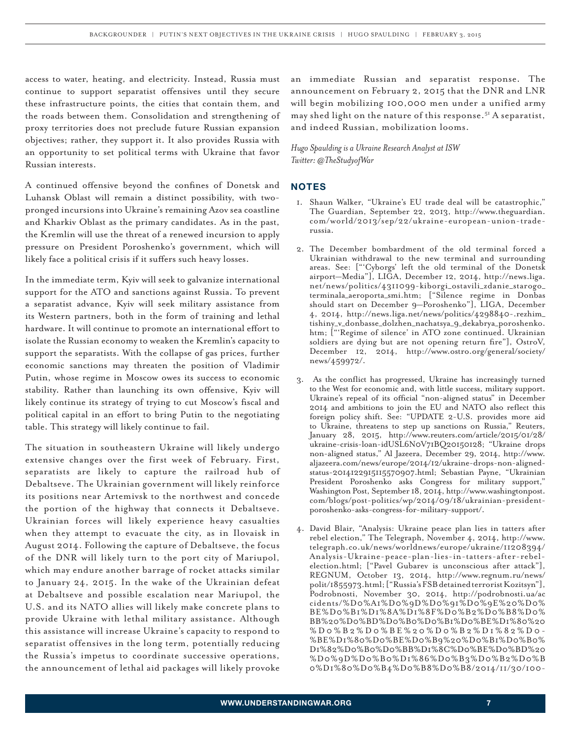access to water, heating, and electricity. Instead, Russia must continue to support separatist offensives until they secure these infrastructure points, the cities that contain them, and the roads between them. Consolidation and strengthening of proxy territories does not preclude future Russian expansion objectives; rather, they support it. It also provides Russia with an opportunity to set political terms with Ukraine that favor Russian interests.

A continued offensive beyond the confines of Donetsk and Luhansk Oblast will remain a distinct possibility, with two-pronged incursions into Ukraine's remaining Azov sea coastline and Kharkiv Oblast as the primary candidates. As in the past, the Kremlin will use the threat of a renewed incursion to apply pressure on President Poroshenko's government, which will likely face a political crisis if it suffers such heavy losses.

In the immediate term, Kyiv will seek to galvanize international support for the ATO and sanctions against Russia. To prevent a separatist advance, Kyiv will seek military assistance from its Western partners, both in the form of training and lethal hardware. It will continue to promote an international effort to isolate the Russian economy to weaken the Kremlin's capacity to support the separatists. With the collapse of gas prices, further economic sanctions may threaten the position of Vladimir Putin, whose regime in Moscow owes its success to economic stability. Rather than launching its own offensive, Kyiv will likely continue its strategy of trying to cut Moscow's fiscal and political capital in an effort to bring Putin to the negotiating table. This strategy will likely continue to fail.

The situation in southeastern Ukraine will likely undergo extensive changes over the first week of February. First, separatists are likely to capture the railroad hub of Debaltseve. The Ukrainian government will likely reinforce its positions near Artemivsk to the northwest and concede the portion of the highway that connects it Debaltseve. Ukrainian forces will likely experience heavy casualties when they attempt to evacuate the city, as in Ilovaisk in August 2014. Following the capture of Debaltseve, the focus of the DNR will likely turn to the port city of Mariupol, which may endure another barrage of rocket attacks similar to January 24, 2015. In the wake of the Ukrainian defeat at Debaltseve and possible escalation near Mariupol, the U.S. and its NATO allies will likely make concrete plans to provide Ukraine with lethal military assistance. Although this assistance will increase Ukraine's capacity to respond to separatist offensives in the long term, potentially reducing the Russia's impetus to coordinate successive operations, the announcement of lethal aid packages will likely provoke an immediate Russian and separatist response. The announcement on February 2, 2015 that the DNR and LNR will begin mobilizing 100,000 men under a unified army may shed light on the nature of this response.[51] A separatist, and indeed Russian, mobilization looms.

*Hugo Spaulding is a Ukraine Research Analyst at ISW*
*Twitter: @TheStudyofWar*

## NOTES

1. Shaun Walker, "Ukraine's EU trade deal will be catastrophic," The Guardian, September 22, 2013, http://www.theguardian.com/world/2013/sep/22/ukraine-european-union-trade-russia.

2. The December bombardment of the old terminal forced a Ukrainian withdrawal to the new terminal and surrounding areas. See: ["'Cyborgs' left the old terminal of the Donetsk airport—Media"], LIGA, December 12, 2014, http://news.liga.net/news/politics/4311099-kiborgi_ostavili_zdanie_starogo_terminala_aeroporta_smi.htm; ["Silence regime in Donbas should start on December 9—Poroshenko"], LIGA, December 4, 2014, http://news.liga.net/news/politics/4298840-.rezhim_tishiny_v_donbasse_dolzhen_nachatsya_9_dekabrya_poroshenko.htm; ["'Regime of silence' in ATO zone continued. Ukrainian soldiers are dying but are not opening return fire"], OstroV, December 12, 2014, http://www.ostro.org/general/society/news/459972/.

3. As the conflict has progressed, Ukraine has increasingly turned to the West for economic and, with little success, military support. Ukraine's repeal of its official "non-aligned status" in December 2014 and ambitions to join the EU and NATO also reflect this foreign policy shift. See: "UPDATE 2-U.S. provides more aid to Ukraine, threatens to step up sanctions on Russia," Reuters, January 28, 2015, http://www.reuters.com/article/2015/01/28/ukraine-crisis-loan-idUSL6N0V71BQ20150128; "Ukraine drops non-aligned status," Al Jazeera, December 29, 2014, http://www.aljazeera.com/news/europe/2014/12/ukraine-drops-non-aligned-status-201412291511557090 7.html; Sebastian Payne, "Ukrainian President Poroshenko asks Congress for military support," Washington Post, September 18, 2014, http://www.washingtonpost.com/blogs/post-politics/wp/2014/09/18/ukrainian-president-poroshenko-asks-congress-for-military-support/.

4. David Blair, "Analysis: Ukraine peace plan lies in tatters after rebel election," The Telegraph, November 4, 2014, http://www.telegraph.co.uk/news/worldnews/europe/ukraine/11208394/Analysis-Ukraine-peace-plan-lies-in-tatters-after-rebel-election.html; ["Pavel Gubarev is unconscious after attack"], REGNUM, October 13, 2014, http://www.regnum.ru/news/polit/1855973.html; ["Russia's FSB detained terrorist Kozitsyn"], Podrobnosti, November 30, 2014, http://podrobnosti.ua/accidents/%D0%A1%D0%9D%D0%91%D0%9E%20%D0%BE%D0%B1%D1%8A%D1%8F%D0%B2%D0%B8%D0%BB%20%D0%BD%D0%B0%D0%B1%D0%BE%D1%80%20%D0%B2%D0%BE%20%D0%B2%D1%82%D0%BE%D1%80%D0%BE%D0%B9%20%D0%B1%D0%B0%D1%82%D0%B0%D0%BB%D1%8C%D0%BE%D0%BD%20%D0%9D%D0%B0%D1%86%D0%B3%D0%B2%D0%B0%D1%80%D0%B4%D0%B8%D0%B8/2014/11/30/100-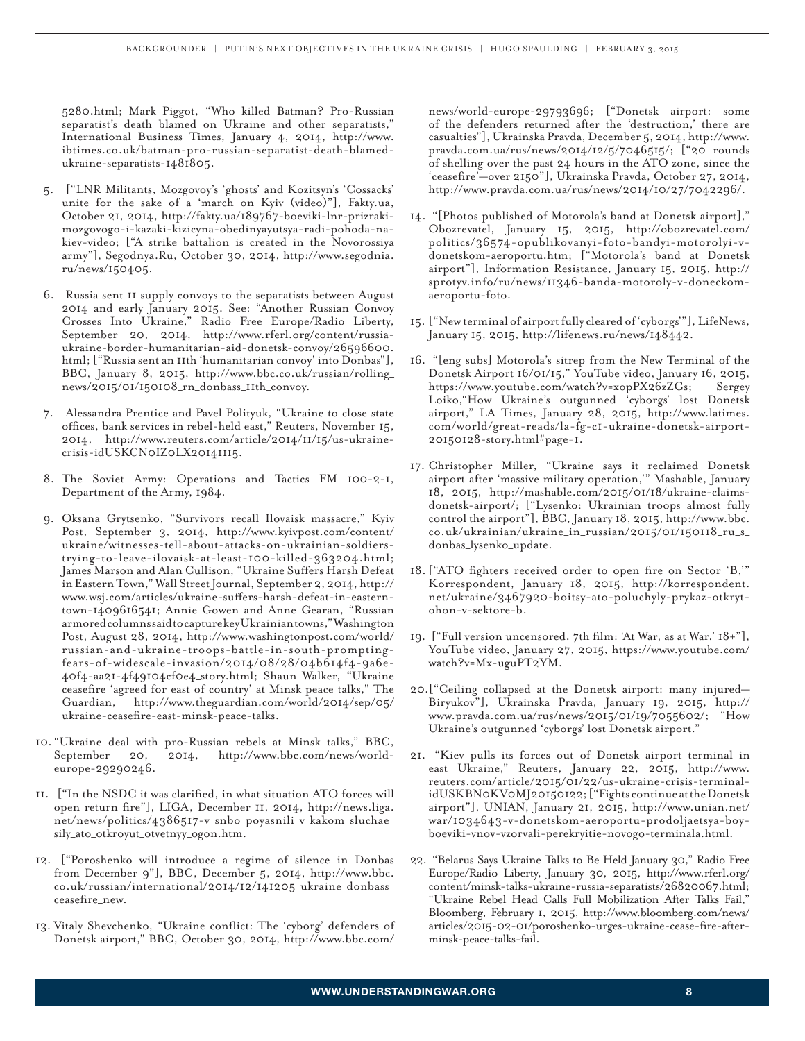5280.html; Mark Piggot, "Who killed Batman? Pro-Russian separatist's death blamed on Ukraine and other separatists," International Business Times, January 4, 2014, http://www.ibtimes.co.uk/batman-pro-russian-separatist-death-blamed-ukraine-separatists-1481805.

5. ["LNR Militants, Mozgovoy's 'ghosts' and Kozitsyn's 'Cossacks' unite for the sake of a 'march on Kyiv (video)"], Fakty.ua, October 21, 2014, http://fakty.ua/189767-boeviki-lnr-prizraki-mozgovogo-i-kazaki-kizicyna-obedinyayutsya-radi-pohoda-na-kiev-video; ["A strike battalion is created in the Novorossiya army"], Segodnya.Ru, October 30, 2014, http://www.segodnia.ru/news/150405.

6. Russia sent 11 supply convoys to the separatists between August 2014 and early January 2015. See: "Another Russian Convoy Crosses Into Ukraine," Radio Free Europe/Radio Liberty, September 20, 2014, http://www.rferl.org/content/russia-ukraine-border-humanitarian-aid-donetsk-convoy/26596600.html; ["Russia sent an 11th 'humanitarian convoy' into Donbas"], BBC, January 8, 2015, http://www.bbc.co.uk/russian/rolling_news/2015/01/150108_rn_donbass_11th_convoy.

7. Alessandra Prentice and Pavel Polityuk, "Ukraine to close state offices, bank services in rebel-held east," Reuters, November 15, 2014, http://www.reuters.com/article/2014/11/15/us-ukraine-crisis-idUSKCN0IZ0LX20141115.

8. The Soviet Army: Operations and Tactics FM 100-2-1, Department of the Army, 1984.

9. Oksana Grytsenko, "Survivors recall Ilovaisk massacre," Kyiv Post, September 3, 2014, http://www.kyivpost.com/content/ukraine/witnesses-tell-about-attacks-on-ukrainian-soldiers-trying-to-leave-ilovaisk-at-least-100-killed-363204.html; James Marson and Alan Cullison, "Ukraine Suffers Harsh Defeat in Eastern Town," Wall Street Journal, September 2, 2014, http://www.wsj.com/articles/ukraine-suffers-harsh-defeat-in-eastern-town-1409616541; Annie Gowen and Anne Gearan, "Russian armored columns said to capture key Ukrainian towns," Washington Post, August 28, 2014, http://www.washingtonpost.com/world/russian-and-ukraine-troops-battle-in-south-prompting-fears-of-widescale-invasion/2014/08/28/04b614f4-9a6e-40f4-aa21-4f49104cf0e4_story.html; Shaun Walker, "Ukraine ceasefire 'agreed for east of country' at Minsk peace talks," The Guardian, http://www.theguardian.com/world/2014/sep/05/ukraine-ceasefire-east-minsk-peace-talks.

10. "Ukraine deal with pro-Russian rebels at Minsk talks," BBC, September 20, 2014, http://www.bbc.com/news/world-europe-29290246.

11. ["In the NSDC it was clarified, in what situation ATO forces will open return fire"], LIGA, December 11, 2014, http://news.liga.net/news/politics/4386517-v_snbo_poyasnili_v_kakom_sluchae_sily_ato_otkroyut_otvetnyy_ogon.htm.

12. ["Poroshenko will introduce a regime of silence in Donbas from December 9"], BBC, December 5, 2014, http://www.bbc.co.uk/russian/international/2014/12/141205_ukraine_donbass_ceasefire_new.

13. Vitaly Shevchenko, "Ukraine conflict: The 'cyborg' defenders of Donetsk airport," BBC, October 30, 2014, http://www.bbc.com/news/world-europe-29793696; ["Donetsk airport: some of the defenders returned after the 'destruction,' there are casualties"], Ukrainska Pravda, December 5, 2014, http://www.pravda.com.ua/rus/news/2014/12/5/7046515/; ["20 rounds of shelling over the past 24 hours in the ATO zone, since the 'ceasefire'—over 2150"], Ukrainska Pravda, October 27, 2014, http://www.pravda.com.ua/rus/news/2014/10/27/7042296/.

14. "[Photos published of Motorola's band at Donetsk airport]," Obozrevatel, January 15, 2015, http://obozrevatel.com/politics/36574-opublikovanyi-foto-bandyi-motorolyi-v-donetskom-aeroportu.htm; ["Motorola's band at Donetsk airport"], Information Resistance, January 15, 2015, http://sprotyv.info/ru/news/11346-banda-motoroly-v-doneckom-aeroportu-foto.

15. ["New terminal of airport fully cleared of 'cyborgs'"], LifeNews, January 15, 2015, http://lifenews.ru/news/148442.

16. "[eng subs] Motorola's sitrep from the New Terminal of the Donetsk Airport 16/01/15," YouTube video, January 16, 2015, https://www.youtube.com/watch?v=xopPX26zZGs; Sergey Loiko,"How Ukraine's outgunned 'cyborgs' lost Donetsk airport," LA Times, January 28, 2015, http://www.latimes.com/world/great-reads/la-fg-c1-ukraine-donetsk-airport-20150128-story.html#page=1.

17. Christopher Miller, "Ukraine says it reclaimed Donetsk airport after 'massive military operation,'" Mashable, January 18, 2015, http://mashable.com/2015/01/18/ukraine-claims-donetsk-airport/; ["Lysenko: Ukrainian troops almost fully control the airport"], BBC, January 18, 2015, http://www.bbc.co.uk/ukrainian/ukraine_in_russian/2015/01/150118_ru_s_donbas_lysenko_update.

18. ["ATO fighters received order to open fire on Sector 'B,'" Korrespondent, January 18, 2015, http://korrespondent.net/ukraine/3467920-boitsy-ato-poluchyly-prykaz-otkryt-ohon-v-sektore-b.

19. ["Full version uncensored. 7th film: 'At War, as at War.' 18+"], YouTube video, January 27, 2015, https://www.youtube.com/watch?v=Mx-uguPT2YM.

20. ["Ceiling collapsed at the Donetsk airport: many injured—Biryukov"], Ukrainska Pravda, January 19, 2015, http://www.pravda.com.ua/rus/news/2015/01/19/7055602/; "How Ukraine's outgunned 'cyborgs' lost Donetsk airport."

21. "Kiev pulls its forces out of Donetsk airport terminal in east Ukraine," Reuters, January 22, 2015, http://www.reuters.com/article/2015/01/22/us-ukraine-crisis-terminal-idUSKBN0KV0MJ20150122; ["Fights continue at the Donetsk airport"], UNIAN, January 21, 2015, http://www.unian.net/war/1034643-v-donetskom-aeroportu-prodoljaetsya-boy-boeviki-vnov-vzorvali-perekryitie-novogo-terminala.html.

22. "Belarus Says Ukraine Talks to Be Held January 30," Radio Free Europe/Radio Liberty, January 30, 2015, http://www.rferl.org/content/minsk-talks-ukraine-russia-separatists/26820067.html; "Ukraine Rebel Head Calls Full Mobilization After Talks Fail," Bloomberg, February 1, 2015, http://www.bloomberg.com/news/articles/2015-02-01/poroshenko-urges-ukraine-cease-fire-after-minsk-peace-talks-fail.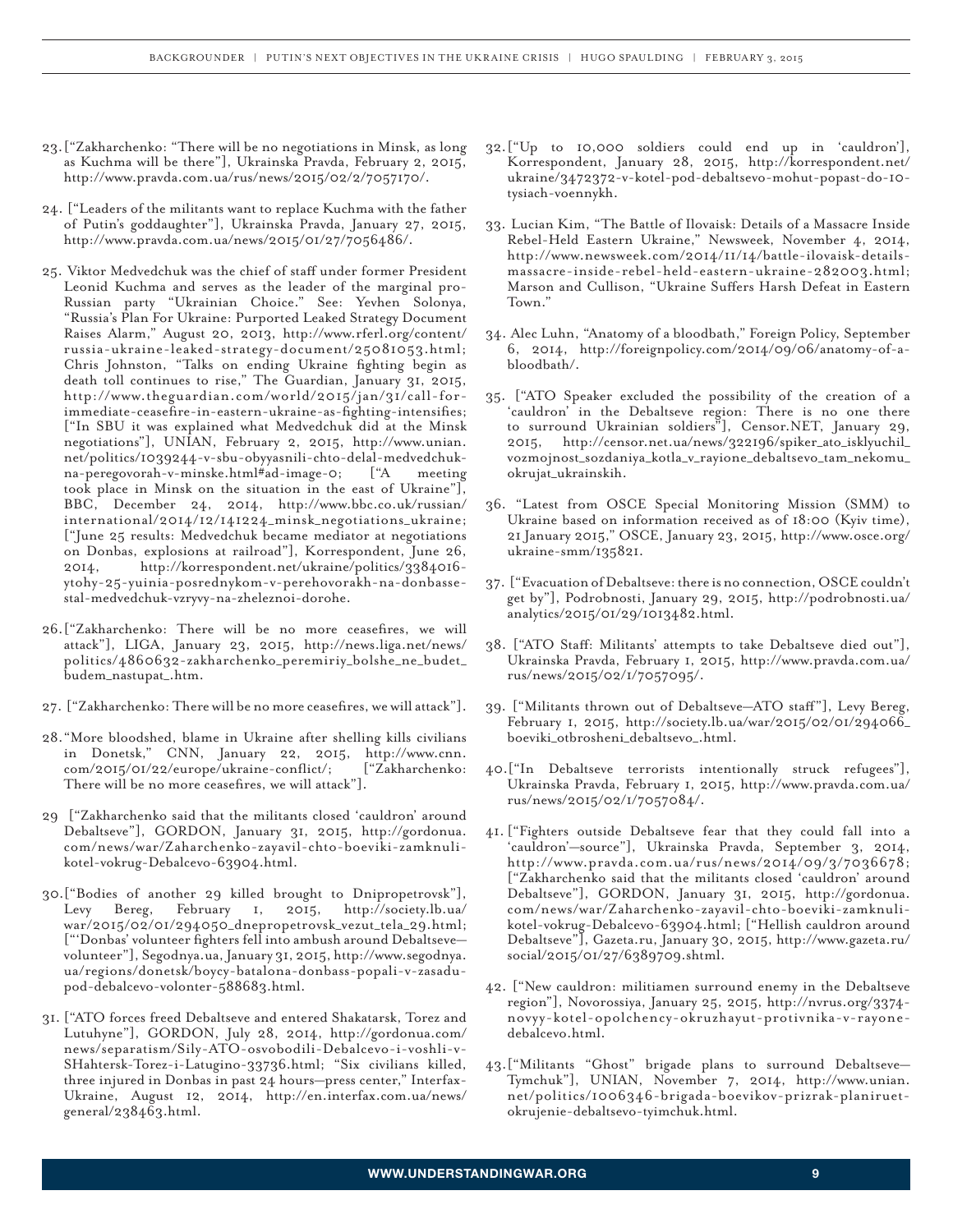23. ["Zakharchenko: "There will be no negotiations in Minsk, as long as Kuchma will be there"], Ukrainska Pravda, February 2, 2015, http://www.pravda.com.ua/rus/news/2015/02/2/7057170/.

24. ["Leaders of the militants want to replace Kuchma with the father of Putin's goddaughter"], Ukrainska Pravda, January 27, 2015, http://www.pravda.com.ua/news/2015/01/27/7056486/.

25. Viktor Medvedchuk was the chief of staff under former President Leonid Kuchma and serves as the leader of the marginal pro-Russian party "Ukrainian Choice." See: Yevhen Solonya, "Russia's Plan For Ukraine: Purported Leaked Strategy Document Raises Alarm," August 20, 2013, http://www.rferl.org/content/russia-ukraine-leaked-strategy-document/25081053.html; Chris Johnston, "Talks on ending Ukraine fighting begin as death toll continues to rise," The Guardian, January 31, 2015, http://www.theguardian.com/world/2015/jan/31/call-for-immediate-ceasefire-in-eastern-ukraine-as-fighting-intensifies; ["In SBU it was explained what Medvedchuk did at the Minsk negotiations"], UNIAN, February 2, 2015, http://www.unian.net/politics/1039244-v-sbu-obyyasnili-chto-delal-medvedchuk-na-peregovorah-v-minske.html#ad-image-0; ["A meeting took place in Minsk on the situation in the east of Ukraine"], BBC, December 24, 2014, http://www.bbc.co.uk/russian/international/2014/12/141224_minsk_negotiations_ukraine; ["June 25 results: Medvedchuk became mediator at negotiations on Donbas, explosions at railroad"], Korrespondent, June 26, 2014, http://korrespondent.net/ukraine/politics/3384016-ytohy-25-yuinia-posrednykom-v-perehovorakh-na-donbasse-stal-medvedchuk-vzryvy-na-zheleznoi-dorohe.

26. ["Zakharchenko: There will be no more ceasefires, we will attack"], LIGA, January 23, 2015, http://news.liga.net/news/politics/4860632-zakharchenko_peremiriy_bolshe_ne_budet_budem_nastupat_.htm.

27. ["Zakharchenko: There will be no more ceasefires, we will attack"].

28. "More bloodshed, blame in Ukraine after shelling kills civilians in Donetsk," CNN, January 22, 2015, http://www.cnn.com/2015/01/22/europe/ukraine-conflict/; ["Zakharchenko: There will be no more ceasefires, we will attack"].

29. ["Zakharchenko said that the militants closed 'cauldron' around Debaltseve"], GORDON, January 31, 2015, http://gordonua.com/news/war/Zaharchenko-zayavil-chto-boeviki-zamknuli-kotel-vokrug-Debalcevo-63904.html.

30. ["Bodies of another 29 killed brought to Dnipropetrovsk"], Levy Bereg, February 1, 2015, http://society.lb.ua/war/2015/02/01/294050_dnepropetrovsk_vezut_tela_29.html; ["'Donbas' volunteer fighters fell into ambush around Debaltseve—volunteer"], Segodnya.ua, January 31, 2015, http://www.segodnya.ua/regions/donetsk/boycy-batalona-donbass-popali-v-zasadu-pod-debalcevo-volonter-588683.html.

31. ["ATO forces freed Debaltseve and entered Shakatarsk, Torez and Lutuhyne"], GORDON, July 28, 2014, http://gordonua.com/news/separatism/Sily-ATO-osvobodili-Debalcevo-i-voshli-v-SHahtersk-Torez-i-Latugino-33736.html; "Six civilians killed, three injured in Donbas in past 24 hours—press center," Interfax-Ukraine, August 12, 2014, http://en.interfax.com.ua/news/general/238463.html.

32. ["Up to 10,000 soldiers could end up in 'cauldron'], Korrespondent, January 28, 2015, http://korrespondent.net/ukraine/3472372-v-kotel-pod-debaltsevo-mohut-popast-do-10-tysiach-voennykh.

33. Lucian Kim, "The Battle of Ilovaisk: Details of a Massacre Inside Rebel-Held Eastern Ukraine," Newsweek, November 4, 2014, http://www.newsweek.com/2014/11/14/battle-ilovaisk-details-massacre-inside-rebel-held-eastern-ukraine-282003.html; Marson and Cullison, "Ukraine Suffers Harsh Defeat in Eastern Town."

34. Alec Luhn, "Anatomy of a bloodbath," Foreign Policy, September 6, 2014, http://foreignpolicy.com/2014/09/06/anatomy-of-a-bloodbath/.

35. ["ATO Speaker excluded the possibility of the creation of a 'cauldron' in the Debaltseve region: There is no one there to surround Ukrainian soldiers"], Censor.NET, January 29, 2015, http://censor.net.ua/news/322196/spiker_ato_isklyuchil_vozmojnost_sozdaniya_kotla_v_rayione_debaltsevo_tam_nekomu_okrujat_ukrainskih.

36. "Latest from OSCE Special Monitoring Mission (SMM) to Ukraine based on information received as of 18:00 (Kyiv time), 21 January 2015," OSCE, January 23, 2015, http://www.osce.org/ukraine-smm/135821.

37. ["Evacuation of Debaltseve: there is no connection, OSCE couldn't get by"], Podrobnosti, January 29, 2015, http://podrobnosti.ua/analytics/2015/01/29/1013482.html.

38. ["ATO Staff: Militants' attempts to take Debaltseve died out"], Ukrainska Pravda, February 1, 2015, http://www.pravda.com.ua/rus/news/2015/02/1/7057095/.

39. ["Militants thrown out of Debaltseve—ATO staff"], Levy Bereg, February 1, 2015, http://society.lb.ua/war/2015/02/01/294066_boeviki_otbrosheni_debaltsevo_.html.

40. ["In Debaltseve terrorists intentionally struck refugees"], Ukrainska Pravda, February 1, 2015, http://www.pravda.com.ua/rus/news/2015/02/1/7057084/.

41. ["Fighters outside Debaltseve fear that they could fall into a 'cauldron'—source"], Ukrainska Pravda, September 3, 2014, http://www.pravda.com.ua/rus/news/2014/09/3/7036678; ["Zakharchenko said that the militants closed 'cauldron' around Debaltseve"], GORDON, January 31, 2015, http://gordonua.com/news/war/Zaharchenko-zayavil-chto-boeviki-zamknuli-kotel-vokrug-Debalcevo-63904.html; ["Hellish cauldron around Debaltseve"], Gazeta.ru, January 30, 2015, http://www.gazeta.ru/social/2015/01/27/6389709.shtml.

42. ["New cauldron: militiamen surround enemy in the Debaltseve region"], Novorossiya, January 25, 2015, http://nvrus.org/3374-novyy-kotel-opolchency-okruzhayut-protivnika-v-rayone-debalcevo.html.

43. ["Militants "Ghost" brigade plans to surround Debaltseve—Tymchuk"], UNIAN, November 7, 2014, http://www.unian.net/politics/1006346-brigada-boevikov-prizrak-planiruet-okrujenie-debaltsevo-tyimchuk.html.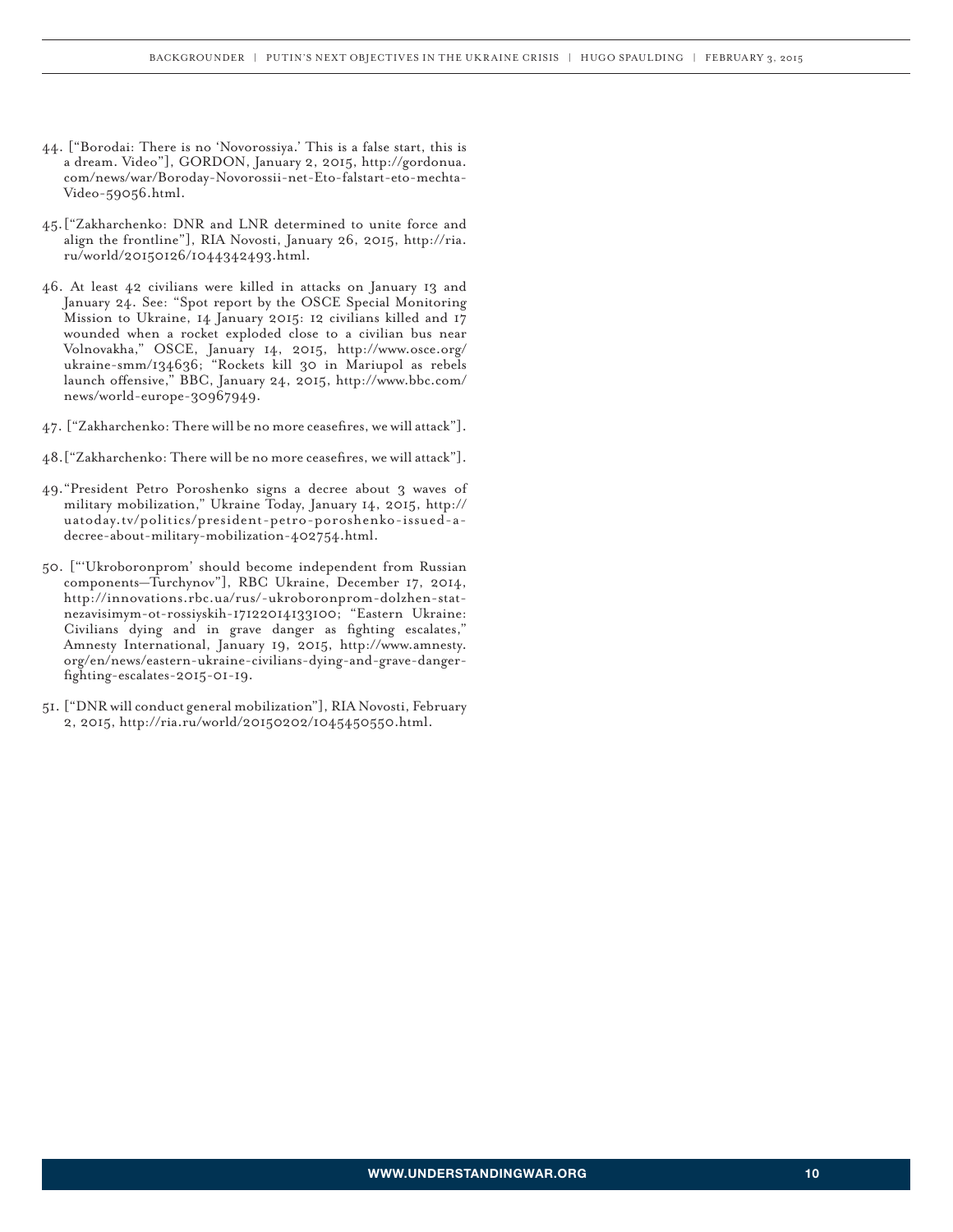44. ["Borodai: There is no 'Novorossiya.' This is a false start, this is a dream. Video"], GORDON, January 2, 2015, http://gordonua.com/news/war/Boroday-Novorossii-net-Eto-falstart-eto-mechta-Video-59056.html.

45. ["Zakharchenko: DNR and LNR determined to unite force and align the frontline"], RIA Novosti, January 26, 2015, http://ria.ru/world/20150126/1044342493.html.

46. At least 42 civilians were killed in attacks on January 13 and January 24. See: "Spot report by the OSCE Special Monitoring Mission to Ukraine, 14 January 2015: 12 civilians killed and 17 wounded when a rocket exploded close to a civilian bus near Volnovakha," OSCE, January 14, 2015, http://www.osce.org/ukraine-smm/134636; "Rockets kill 30 in Mariupol as rebels launch offensive," BBC, January 24, 2015, http://www.bbc.com/news/world-europe-30967949.

47. ["Zakharchenko: There will be no more ceasefires, we will attack"].

48. ["Zakharchenko: There will be no more ceasefires, we will attack"].

49. "President Petro Poroshenko signs a decree about 3 waves of military mobilization," Ukraine Today, January 14, 2015, http://uatoday.tv/politics/president-petro-poroshenko-issued-a-decree-about-military-mobilization-402754.html.

50. ["'Ukroboronprom' should become independent from Russian components—Turchynov"], RBC Ukraine, December 17, 2014, http://innovations.rbc.ua/rus/-ukroboronprom-dolzhen-stat-nezavisimym-ot-rossiyskih-17122014133100; "Eastern Ukraine: Civilians dying and in grave danger as fighting escalates," Amnesty International, January 19, 2015, http://www.amnesty.org/en/news/eastern-ukraine-civilians-dying-and-grave-danger-fighting-escalates-2015-01-19.

51. ["DNR will conduct general mobilization"], RIA Novosti, February 2, 2015, http://ria.ru/world/20150202/1045450550.html.